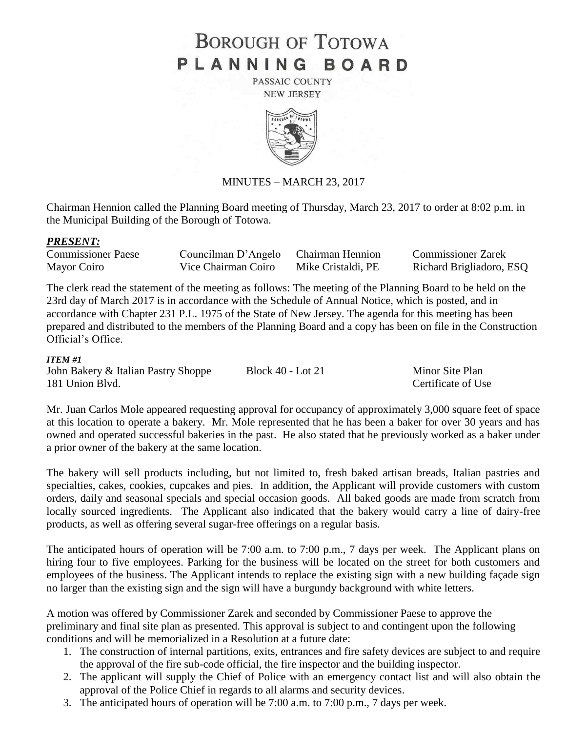# BOROUGH OF TOTOWA
# PLANNING BOARD

PASSAIC COUNTY
NEW JERSEY

MINUTES – MARCH 23, 2017

Chairman Hennion called the Planning Board meeting of Thursday, March 23, 2017 to order at 8:02 p.m. in the Municipal Building of the Borough of Totowa.

***PRESENT:***

| | | | |
|---|---|---|---|
| Commissioner Paese | Councilman D'Angelo | Chairman Hennion | Commissioner Zarek |
| Mayor Coiro | Vice Chairman Coiro | Mike Cristaldi, PE | Richard Brigliadoro, ESQ |

The clerk read the statement of the meeting as follows: The meeting of the Planning Board to be held on the 23rd day of March 2017 is in accordance with the Schedule of Annual Notice, which is posted, and in accordance with Chapter 231 P.L. 1975 of the State of New Jersey. The agenda for this meeting has been prepared and distributed to the members of the Planning Board and a copy has been on file in the Construction Official's Office.

***ITEM #1***

| | | |
|---|---|---|
| John Bakery & Italian Pastry Shoppe | Block 40 - Lot 21 | Minor Site Plan |
| 181 Union Blvd. | | Certificate of Use |

Mr. Juan Carlos Mole appeared requesting approval for occupancy of approximately 3,000 square feet of space at this location to operate a bakery. Mr. Mole represented that he has been a baker for over 30 years and has owned and operated successful bakeries in the past. He also stated that he previously worked as a baker under a prior owner of the bakery at the same location.

The bakery will sell products including, but not limited to, fresh baked artisan breads, Italian pastries and specialties, cakes, cookies, cupcakes and pies. In addition, the Applicant will provide customers with custom orders, daily and seasonal specials and special occasion goods. All baked goods are made from scratch from locally sourced ingredients. The Applicant also indicated that the bakery would carry a line of dairy-free products, as well as offering several sugar-free offerings on a regular basis.

The anticipated hours of operation will be 7:00 a.m. to 7:00 p.m., 7 days per week. The Applicant plans on hiring four to five employees. Parking for the business will be located on the street for both customers and employees of the business. The Applicant intends to replace the existing sign with a new building façade sign no larger than the existing sign and the sign will have a burgundy background with white letters.

A motion was offered by Commissioner Zarek and seconded by Commissioner Paese to approve the preliminary and final site plan as presented. This approval is subject to and contingent upon the following conditions and will be memorialized in a Resolution at a future date:

1. The construction of internal partitions, exits, entrances and fire safety devices are subject to and require the approval of the fire sub-code official, the fire inspector and the building inspector.
2. The applicant will supply the Chief of Police with an emergency contact list and will also obtain the approval of the Police Chief in regards to all alarms and security devices.
3. The anticipated hours of operation will be 7:00 a.m. to 7:00 p.m., 7 days per week.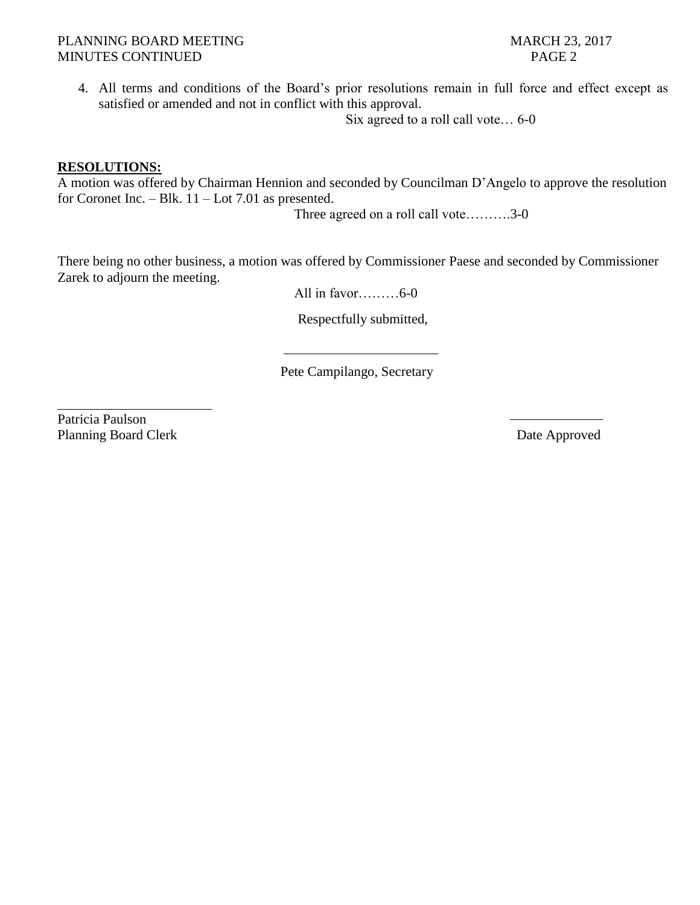4. All terms and conditions of the Board's prior resolutions remain in full force and effect except as satisfied or amended and not in conflict with this approval.

Six agreed to a roll call vote… 6-0

**RESOLUTIONS:**

A motion was offered by Chairman Hennion and seconded by Councilman D'Angelo to approve the resolution for Coronet Inc. – Blk. 11 – Lot 7.01 as presented.

Three agreed on a roll call vote……….3-0

There being no other business, a motion was offered by Commissioner Paese and seconded by Commissioner Zarek to adjourn the meeting.

All in favor………6-0

Respectfully submitted,

\_\_\_\_\_\_\_\_\_\_\_\_\_\_\_\_\_\_\_\_\_\_

Pete Campilango, Secretary

\_\_\_\_\_\_\_\_\_\_\_\_\_\_\_\_\_\_\_\_\_\_

Patricia Paulson
Planning Board Clerk

\_\_\_\_\_\_\_\_\_\_\_\_

Date Approved